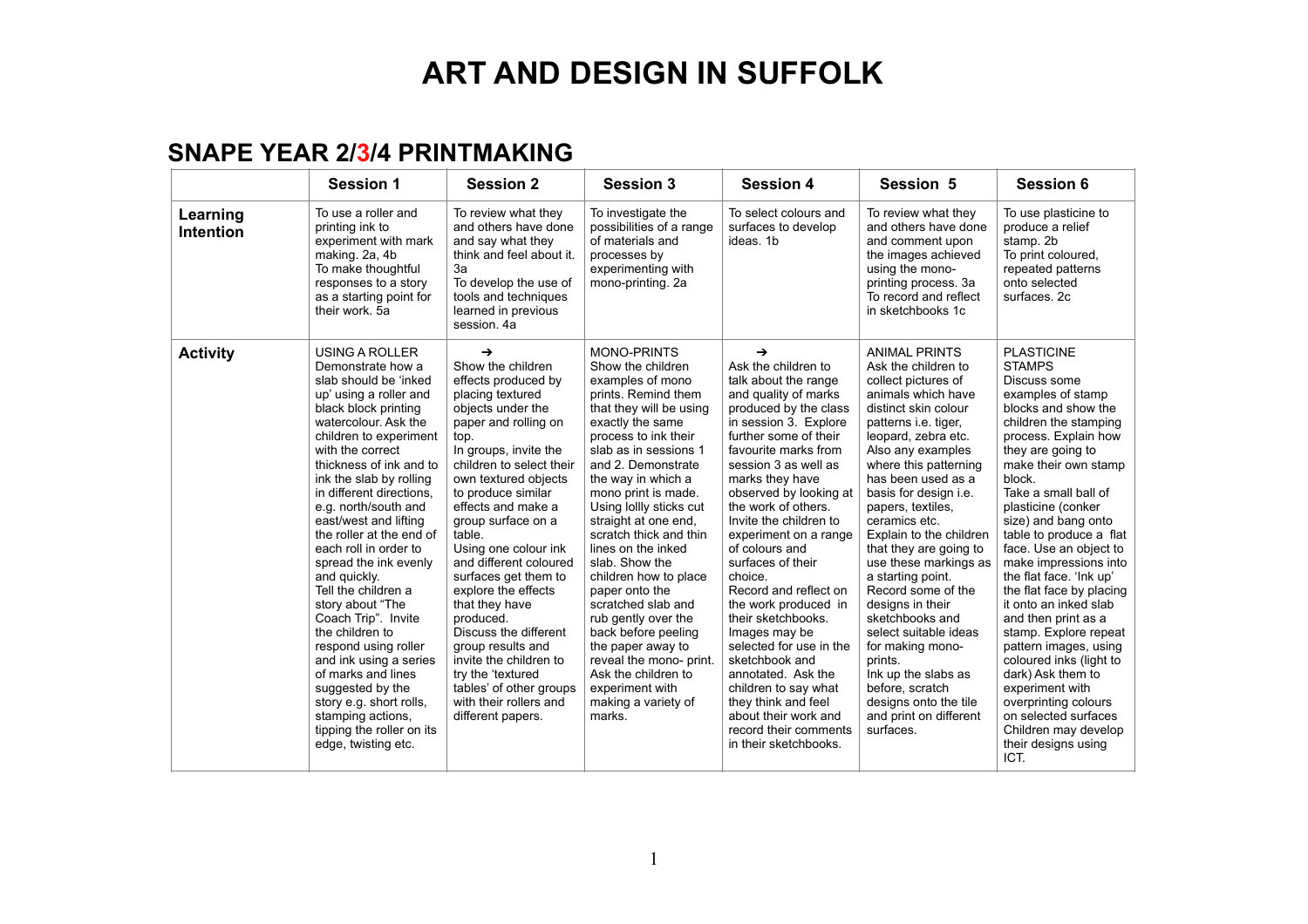# ART AND DESIGN IN SUFFOLK

## SNAPE YEAR 2/3/4 PRINTMAKING

| | Session 1 | Session 2 | Session 3 | Session 4 | Session 5 | Session 6 |
|---|---|---|---|---|---|---|
| **Learning Intention** | To use a roller and printing ink to experiment with mark making. 2a, 4b<br>To make thoughtful responses to a story as a starting point for their work. 5a | To review what they and others have done and say what they think and feel about it. 3a<br>To develop the use of tools and techniques learned in previous session. 4a | To investigate the possibilities of a range of materials and processes by experimenting with mono-printing. 2a | To select colours and surfaces to develop ideas. 1b | To review what they and others have done and comment upon the images achieved using the mono-printing process. 3a<br>To record and reflect in sketchbooks 1c | To use plasticine to produce a relief stamp. 2b<br>To print coloured, repeated patterns onto selected surfaces. 2c |
| **Activity** | USING A ROLLER<br>Demonstrate how a slab should be 'inked up' using a roller and black block printing watercolour. Ask the children to experiment with the correct thickness of ink and to ink the slab by rolling in different directions, e.g. north/south and east/west and lifting the roller at the end of each roll in order to spread the ink evenly and quickly.<br>Tell the children a story about "The Coach Trip". Invite the children to respond using roller and ink using a series of marks and lines suggested by the story e.g. short rolls, stamping actions, tipping the roller on its edge, twisting etc. | →<br>Show the children effects produced by placing textured objects under the paper and rolling on top.<br>In groups, invite the children to select their own textured objects to produce similar effects and make a group surface on a table.<br>Using one colour ink and different coloured surfaces get them to explore the effects that they have produced.<br>Discuss the different group results and invite the children to try the 'textured tables' of other groups with their rollers and different papers. | MONO-PRINTS<br>Show the children examples of mono prints. Remind them that they will be using exactly the same process to ink their slab as in sessions 1 and 2. Demonstrate the way in which a mono print is made. Using lollly sticks cut straight at one end, scratch thick and thin lines on the inked slab. Show the children how to place paper onto the scratched slab and rub gently over the back before peeling the paper away to reveal the mono- print. Ask the children to experiment with making a variety of marks. | →<br>Ask the children to talk about the range and quality of marks produced by the class in session 3. Explore further some of their favourite marks from session 3 as well as marks they have observed by looking at the work of others. Invite the children to experiment on a range of colours and surfaces of their choice.<br>Record and reflect on the work produced in their sketchbooks. Images may be selected for use in the sketchbook and annotated. Ask the children to say what they think and feel about their work and record their comments in their sketchbooks. | ANIMAL PRINTS<br>Ask the children to collect pictures of animals which have distinct skin colour patterns i.e. tiger, leopard, zebra etc. Also any examples where this patterning has been used as a basis for design i.e. papers, textiles, ceramics etc.<br>Explain to the children that they are going to use these markings as a starting point.<br>Record some of the designs in their sketchbooks and select suitable ideas for making mono-prints.<br>Ink up the slabs as before, scratch designs onto the tile and print on different surfaces. | PLASTICINE STAMPS<br>Discuss some examples of stamp blocks and show the children the stamping process. Explain how they are going to make their own stamp block.<br>Take a small ball of plasticine (conker size) and bang onto table to produce a flat face. Use an object to make impressions into the flat face. 'Ink up' the flat face by placing it onto an inked slab and then print as a stamp. Explore repeat pattern images, using coloured inks (light to dark) Ask them to experiment with overprinting colours on selected surfaces<br>Children may develop their designs using ICT. |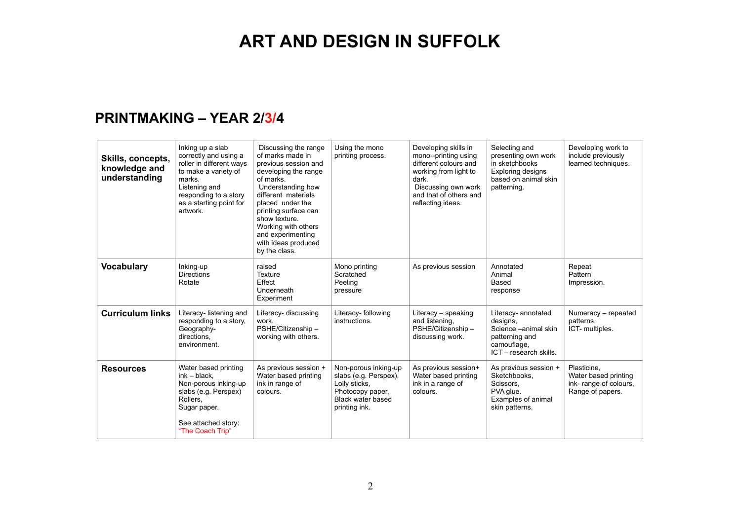# ART AND DESIGN IN SUFFOLK

## PRINTMAKING – YEAR 2/3/4

| **Skills, concepts, knowledge and understanding** | Inking up a slab correctly and using a roller in different ways to make a variety of marks. Listening and responding to a story as a starting point for artwork. | Discussing the range of marks made in previous session and developing the range of marks. Understanding how different materials placed under the printing surface can show texture. Working with others and experimenting with ideas produced by the class. | Using the mono printing process. | Developing skills in mono--printing using different colours and working from light to dark. Discussing own work and that of others and reflecting ideas. | Selecting and presenting own work in sketchbooks Exploring designs based on animal skin patterning. | Developing work to include previously learned techniques. |
|---|---|---|---|---|---|---|
| **Vocabulary** | Inking-up Directions Rotate | raised Texture Effect Underneath Experiment | Mono printing Scratched Peeling pressure | As previous session | Annotated Animal Based response | Repeat Pattern Impression. |
| **Curriculum links** | Literacy- listening and responding to a story, Geography- directions, environment. | Literacy- discussing work, PSHE/Citizenship – working with others. | Literacy- following instructions. | Literacy – speaking and listening, PSHE/Citizenship – discussing work. | Literacy- annotated designs, Science –animal skin patterning and camouflage, ICT – research skills. | Numeracy – repeated patterns, ICT- multiples. |
| **Resources** | Water based printing ink – black, Non-porous inking-up slabs (e.g. Perspex) Rollers, Sugar paper. See attached story: "The Coach Trip" | As previous session + Water based printing ink in range of colours. | Non-porous inking-up slabs (e.g. Perspex), Lolly sticks, Photocopy paper, Black water based printing ink. | As previous session+ Water based printing ink in a range of colours. | As previous session + Sketchbooks, Scissors, PVA glue. Examples of animal skin patterns. | Plasticine, Water based printing ink- range of colours, Range of papers. |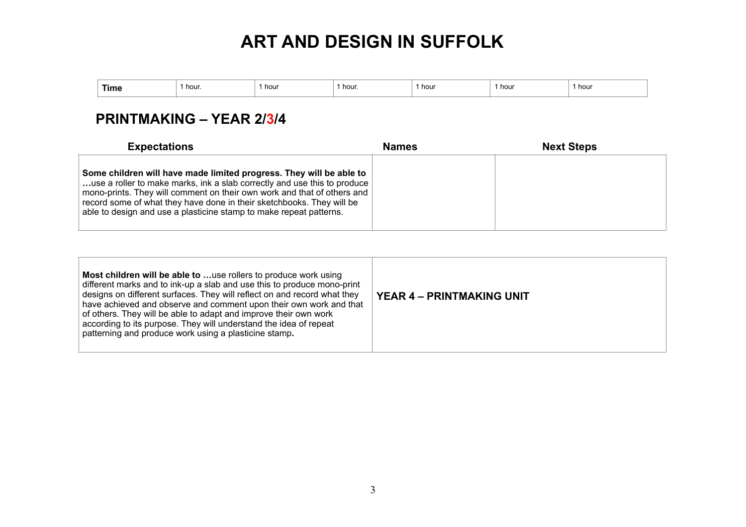# ART AND DESIGN IN SUFFOLK

| Time | 1 hour. | 1 hour | 1 hour. | 1 hour | 1 hour | 1 hour |
|---|---|---|---|---|---|---|

## PRINTMAKING – YEAR 2/3/4

| Expectations | Names | Next Steps |
|---|---|---|
| **Some children will have made limited progress. They will be able to …**use a roller to make marks, ink a slab correctly and use this to produce mono-prints. They will comment on their own work and that of others and record some of what they have done in their sketchbooks. They will be able to design and use a plasticine stamp to make repeat patterns. | | |

| | |
|---|---|
| **Most children will be able to …**use rollers to produce work using different marks and to ink-up a slab and use this to produce mono-print designs on different surfaces. They will reflect on and record what they have achieved and observe and comment upon their own work and that of others. They will be able to adapt and improve their own work according to its purpose. They will understand the idea of repeat patterning and produce work using a plasticine stamp**.** | **YEAR 4 – PRINTMAKING UNIT** |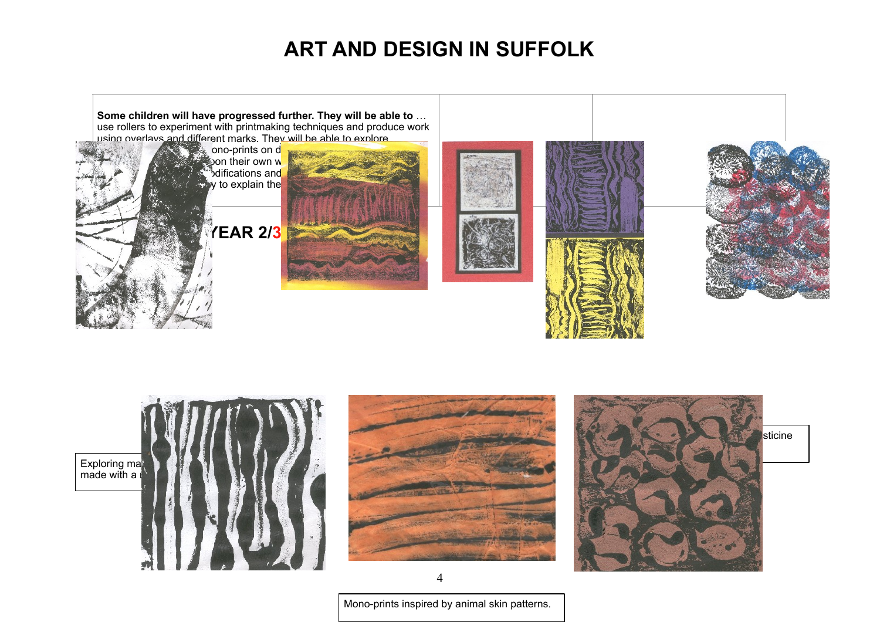# ART AND DESIGN IN SUFFOLK

**Some children will have progressed further. They will be able to** … use rollers to experiment with printmaking techniques and produce work using overlays and different marks. They will be able to explore ono-prints on d pon their own w odifications and y to explain the

YEAR 2/3

Exploring ma made with a

sticine

Mono-prints inspired by animal skin patterns.